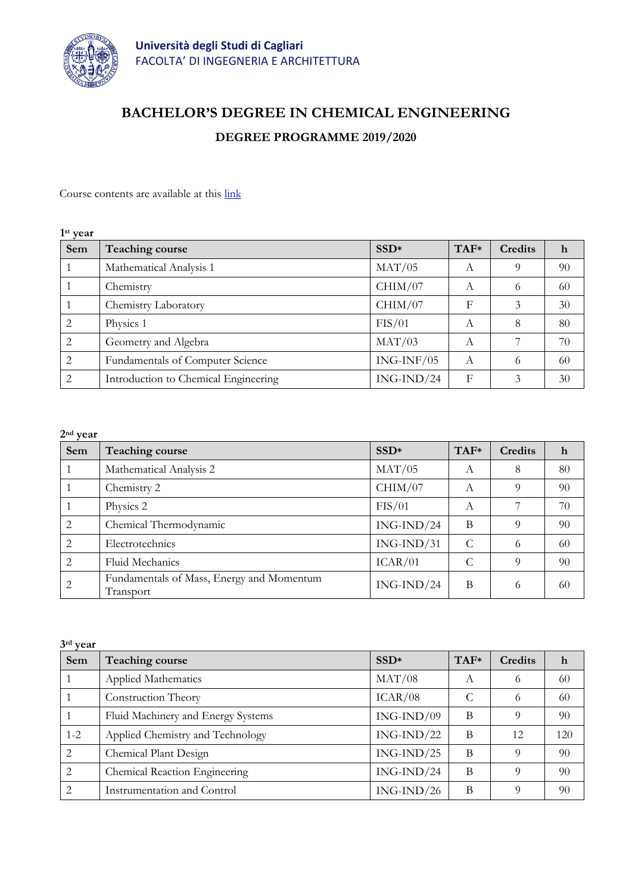**Università degli Studi di Cagliari**
FACOLTA' DI INGEGNERIA E ARCHITETTURA

# BACHELOR'S DEGREE IN CHEMICAL ENGINEERING

## DEGREE PROGRAMME 2019/2020

Course contents are available at this link

**1st year**

| Sem | Teaching course | SSD* | TAF* | Credits | h |
|---|---|---|---|---|---|
| 1 | Mathematical Analysis 1 | MAT/05 | A | 9 | 90 |
| 1 | Chemistry | CHIM/07 | A | 6 | 60 |
| 1 | Chemistry Laboratory | CHIM/07 | F | 3 | 30 |
| 2 | Physics 1 | FIS/01 | A | 8 | 80 |
| 2 | Geometry and Algebra | MAT/03 | A | 7 | 70 |
| 2 | Fundamentals of Computer Science | ING-INF/05 | A | 6 | 60 |
| 2 | Introduction to Chemical Engineering | ING-IND/24 | F | 3 | 30 |

**2nd year**

| Sem | Teaching course | SSD* | TAF* | Credits | h |
|---|---|---|---|---|---|
| 1 | Mathematical Analysis 2 | MAT/05 | A | 8 | 80 |
| 1 | Chemistry 2 | CHIM/07 | A | 9 | 90 |
| 1 | Physics 2 | FIS/01 | A | 7 | 70 |
| 2 | Chemical Thermodynamic | ING-IND/24 | B | 9 | 90 |
| 2 | Electrotechnics | ING-IND/31 | C | 6 | 60 |
| 2 | Fluid Mechanics | ICAR/01 | C | 9 | 90 |
| 2 | Fundamentals of Mass, Energy and Momentum Transport | ING-IND/24 | B | 6 | 60 |

**3rd year**

| Sem | Teaching course | SSD* | TAF* | Credits | h |
|---|---|---|---|---|---|
| 1 | Applied Mathematics | MAT/08 | A | 6 | 60 |
| 1 | Construction Theory | ICAR/08 | C | 6 | 60 |
| 1 | Fluid Machinery and Energy Systems | ING-IND/09 | B | 9 | 90 |
| 1-2 | Applied Chemistry and Technology | ING-IND/22 | B | 12 | 120 |
| 2 | Chemical Plant Design | ING-IND/25 | B | 9 | 90 |
| 2 | Chemical Reaction Engineering | ING-IND/24 | B | 9 | 90 |
| 2 | Instrumentation and Control | ING-IND/26 | B | 9 | 90 |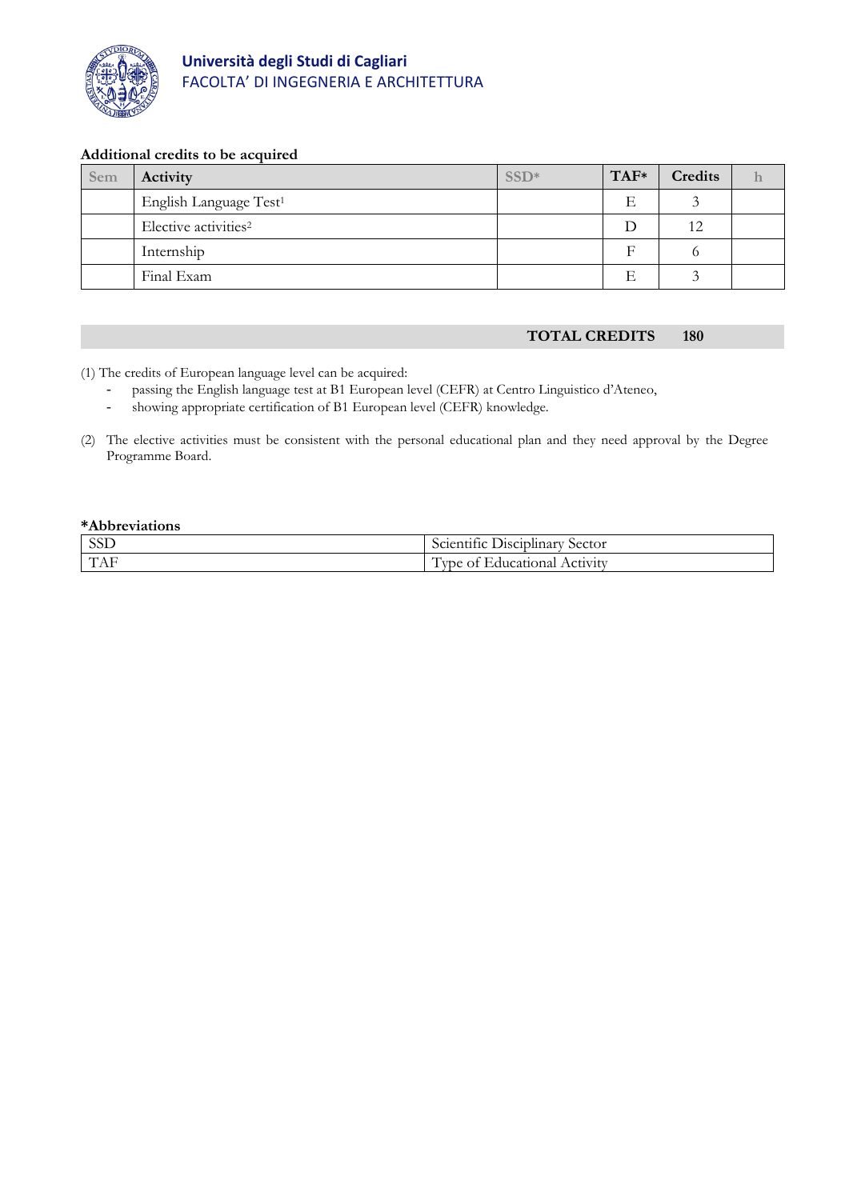**Università degli Studi di Cagliari**
FACOLTA' DI INGEGNERIA E ARCHITETTURA

**Additional credits to be acquired**

| Sem | Activity | SSD* | TAF* | Credits | h |
|---|---|---|---|---|---|
| | English Language Test[1] | | E | 3 | |
| | Elective activities[2] | | D | 12 | |
| | Internship | | F | 6 | |
| | Final Exam | | E | 3 | |

**TOTAL CREDITS 180**

(1) The credits of European language level can be acquired:

- passing the English language test at B1 European level (CEFR) at Centro Linguistico d'Ateneo,
- showing appropriate certification of B1 European level (CEFR) knowledge.

(2) The elective activities must be consistent with the personal educational plan and they need approval by the Degree Programme Board.

**\*Abbreviations**

| | |
|---|---|
| SSD | Scientific Disciplinary Sector |
| TAF | Type of Educational Activity |